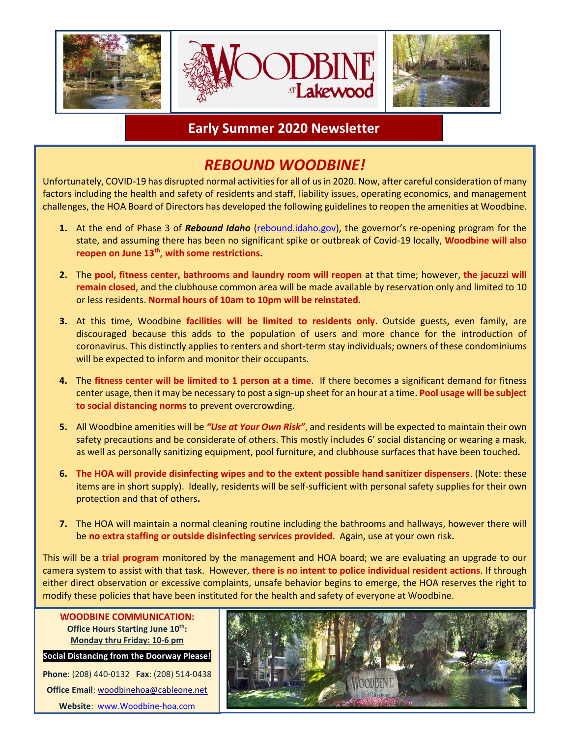# WOODBINE at Lakewood

## Early Summer 2020 Newsletter

## *REBOUND WOODBINE!*

Unfortunately, COVID-19 has disrupted normal activities for all of us in 2020. Now, after careful consideration of many factors including the health and safety of residents and staff, liability issues, operating economics, and management challenges, the HOA Board of Directors has developed the following guidelines to reopen the amenities at Woodbine.

1. At the end of Phase 3 of ***Rebound Idaho*** (rebound.idaho.gov), the governor's re-opening program for the state, and assuming there has been no significant spike or outbreak of Covid-19 locally, **Woodbine will also reopen on June 13th, with some restrictions.**

2. The **pool, fitness center, bathrooms and laundry room will reopen** at that time; however, **the jacuzzi will remain closed**, and the clubhouse common area will be made available by reservation only and limited to 10 or less residents. **Normal hours of 10am to 10pm will be reinstated**.

3. At this time, Woodbine **facilities will be limited to residents only**. Outside guests, even family, are discouraged because this adds to the population of users and more chance for the introduction of coronavirus. This distinctly applies to renters and short-term stay individuals; owners of these condominiums will be expected to inform and monitor their occupants.

4. The **fitness center will be limited to 1 person at a time**. If there becomes a significant demand for fitness center usage, then it may be necessary to post a sign-up sheet for an hour at a time. **Pool usage will be subject to social distancing norms** to prevent overcrowding.

5. All Woodbine amenities will be ***"Use at Your Own Risk"***, and residents will be expected to maintain their own safety precautions and be considerate of others. This mostly includes 6' social distancing or wearing a mask, as well as personally sanitizing equipment, pool furniture, and clubhouse surfaces that have been touched.

6. **The HOA will provide disinfecting wipes and to the extent possible hand sanitizer dispensers**. (Note: these items are in short supply). Ideally, residents will be self-sufficient with personal safety supplies for their own protection and that of others.

7. The HOA will maintain a normal cleaning routine including the bathrooms and hallways, however there will be **no extra staffing or outside disinfecting services provided**. Again, use at your own risk.

This will be a **trial program** monitored by the management and HOA board; we are evaluating an upgrade to our camera system to assist with that task. However, **there is no intent to police individual resident actions**. If through either direct observation or excessive complaints, unsafe behavior begins to emerge, the HOA reserves the right to modify these policies that have been instituted for the health and safety of everyone at Woodbine.

**WOODBINE COMMUNICATION:**

**Office Hours Starting June 10th:**
**Monday thru Friday: 10-6 pm**

**Social Distancing from the Doorway Please!**

**Phone**: (208) 440-0132 **Fax**: (208) 514-0438

**Office Email**: woodbinehoa@cableone.net

**Website**: www.Woodbine-hoa.com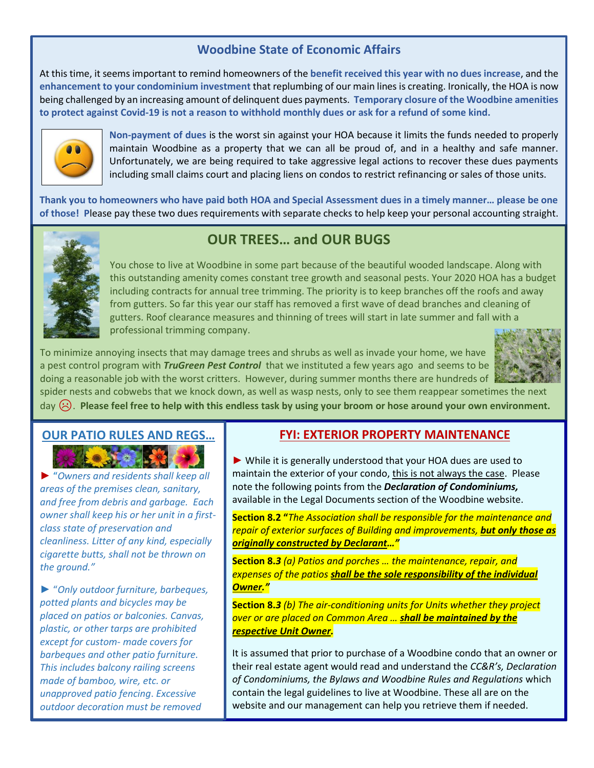## Woodbine State of Economic Affairs

At this time, it seems important to remind homeowners of the **benefit received this year with no dues increase**, and the **enhancement to your condominium investment** that replumbing of our main lines is creating. Ironically, the HOA is now being challenged by an increasing amount of delinquent dues payments. **Temporary closure of the Woodbine amenities to protect against Covid-19 is not a reason to withhold monthly dues or ask for a refund of some kind.**

**Non-payment of dues** is the worst sin against your HOA because it limits the funds needed to properly maintain Woodbine as a property that we can all be proud of, and in a healthy and safe manner. Unfortunately, we are being required to take aggressive legal actions to recover these dues payments including small claims court and placing liens on condos to restrict refinancing or sales of those units.

**Thank you to homeowners who have paid both HOA and Special Assessment dues in a timely manner… please be one of those! P**lease pay these two dues requirements with separate checks to help keep your personal accounting straight.

## OUR TREES… and OUR BUGS

You chose to live at Woodbine in some part because of the beautiful wooded landscape. Along with this outstanding amenity comes constant tree growth and seasonal pests. Your 2020 HOA has a budget including contracts for annual tree trimming. The priority is to keep branches off the roofs and away from gutters. So far this year our staff has removed a first wave of dead branches and cleaning of gutters. Roof clearance measures and thinning of trees will start in late summer and fall with a professional trimming company.

To minimize annoying insects that may damage trees and shrubs as well as invade your home, we have a pest control program with ***TruGreen Pest Control*** that we instituted a few years ago and seems to be doing a reasonable job with the worst critters. However, during summer months there are hundreds of spider nests and cobwebs that we knock down, as well as wasp nests, only to see them reappear sometimes the next day ☹. **Please feel free to help with this endless task by using your broom or hose around your own environment.**

## OUR PATIO RULES AND REGS…

► *"Owners and residents shall keep all areas of the premises clean, sanitary, and free from debris and garbage. Each owner shall keep his or her unit in a first-class state of preservation and cleanliness. Litter of any kind, especially cigarette butts, shall not be thrown on the ground."*

► *"Only outdoor furniture, barbeques, potted plants and bicycles may be placed on patios or balconies. Canvas, plastic, or other tarps are prohibited except for custom- made covers for barbeques and other patio furniture. This includes balcony railing screens made of bamboo, wire, etc. or unapproved patio fencing. Excessive outdoor decoration must be removed*

## FYI: EXTERIOR PROPERTY MAINTENANCE

► While it is generally understood that your HOA dues are used to maintain the exterior of your condo, this is not always the case. Please note the following points from the ***Declaration of Condominiums,*** available in the Legal Documents section of the Woodbine website.

**Section 8.2 "***The Association shall be responsible for the maintenance and repair of exterior surfaces of Building and improvements,* ***but only those as originally constructed by Declarant…"***

**Section 8.*3*** *(a) Patios and porches … the maintenance, repair, and expenses of the patios* ***shall be the sole responsibility of the individual Owner."***

**Section 8.*3*** *(b) The air-conditioning units for Units whether they project over or are placed on Common Area …* ***shall be maintained by the respective Unit Owner.***

It is assumed that prior to purchase of a Woodbine condo that an owner or their real estate agent would read and understand the *CC&R's*, *Declaration of Condominiums, the Bylaws and Woodbine Rules and Regulations* which contain the legal guidelines to live at Woodbine. These all are on the website and our management can help you retrieve them if needed.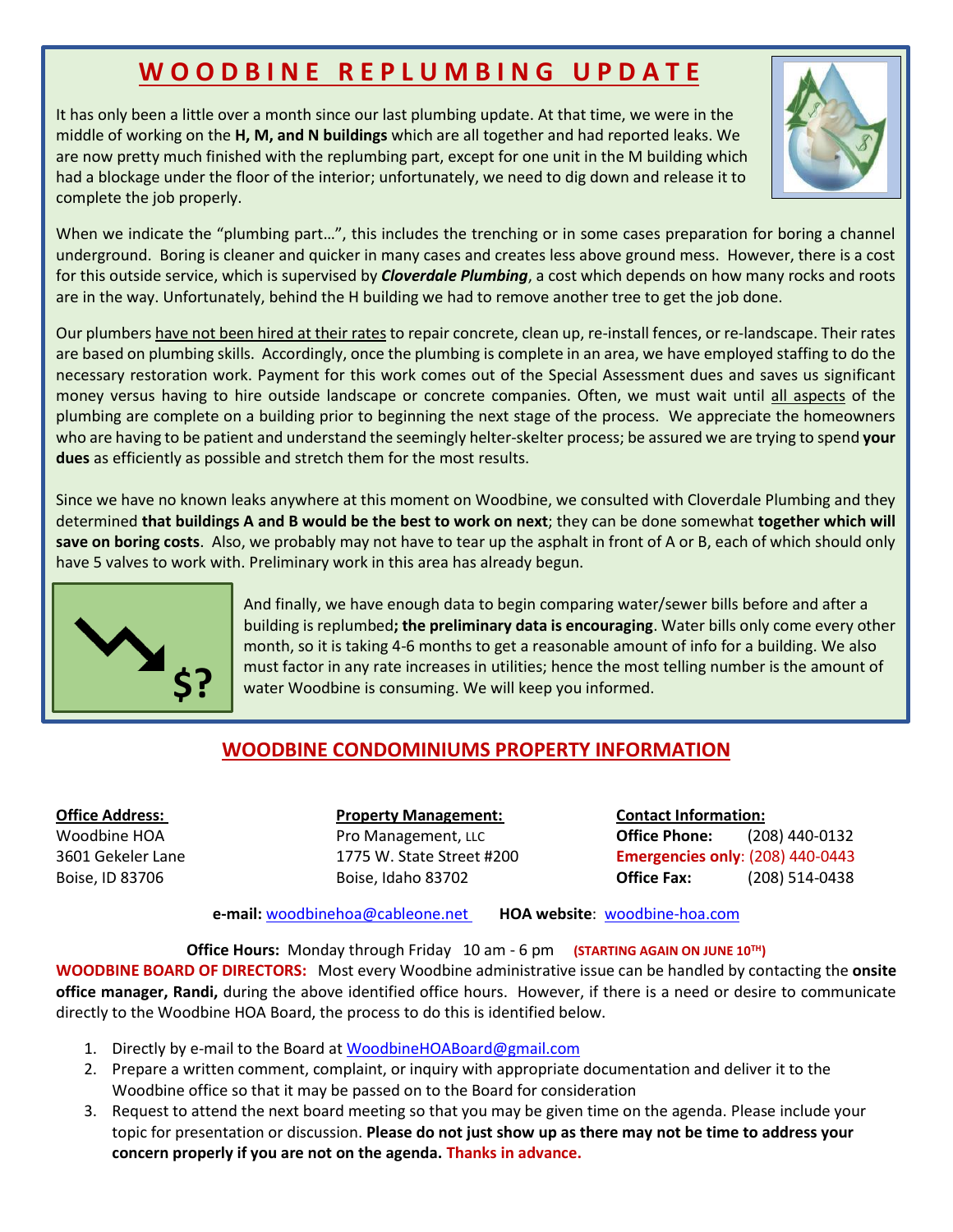# WOODBINE REPLUMBING UPDATE

It has only been a little over a month since our last plumbing update. At that time, we were in the middle of working on the **H, M, and N buildings** which are all together and had reported leaks. We are now pretty much finished with the replumbing part, except for one unit in the M building which had a blockage under the floor of the interior; unfortunately, we need to dig down and release it to complete the job properly.

When we indicate the "plumbing part…", this includes the trenching or in some cases preparation for boring a channel underground. Boring is cleaner and quicker in many cases and creates less above ground mess. However, there is a cost for this outside service, which is supervised by ***Cloverdale Plumbing***, a cost which depends on how many rocks and roots are in the way. Unfortunately, behind the H building we had to remove another tree to get the job done.

Our plumbers have not been hired at their rates to repair concrete, clean up, re-install fences, or re-landscape. Their rates are based on plumbing skills. Accordingly, once the plumbing is complete in an area, we have employed staffing to do the necessary restoration work. Payment for this work comes out of the Special Assessment dues and saves us significant money versus having to hire outside landscape or concrete companies. Often, we must wait until all aspects of the plumbing are complete on a building prior to beginning the next stage of the process. We appreciate the homeowners who are having to be patient and understand the seemingly helter-skelter process; be assured we are trying to spend **your dues** as efficiently as possible and stretch them for the most results.

Since we have no known leaks anywhere at this moment on Woodbine, we consulted with Cloverdale Plumbing and they determined **that buildings A and B would be the best to work on next**; they can be done somewhat **together which will save on boring costs**. Also, we probably may not have to tear up the asphalt in front of A or B, each of which should only have 5 valves to work with. Preliminary work in this area has already begun.

And finally, we have enough data to begin comparing water/sewer bills before and after a building is replumbed**; the preliminary data is encouraging**. Water bills only come every other month, so it is taking 4-6 months to get a reasonable amount of info for a building. We also must factor in any rate increases in utilities; hence the most telling number is the amount of water Woodbine is consuming. We will keep you informed.

## WOODBINE CONDOMINIUMS PROPERTY INFORMATION

**Office Address:**
Woodbine HOA
3601 Gekeler Lane
Boise, ID 83706

**Property Management:**
Pro Management, LLC
1775 W. State Street #200
Boise, Idaho 83702

**Contact Information:**
**Office Phone:** (208) 440-0132
**Emergencies only**: (208) 440-0443
**Office Fax:** (208) 514-0438

**e-mail:** woodbinehoa@cableone.net **HOA website**: woodbine-hoa.com

**Office Hours:** Monday through Friday 10 am - 6 pm **(STARTING AGAIN ON JUNE 10TH)**

**WOODBINE BOARD OF DIRECTORS:** Most every Woodbine administrative issue can be handled by contacting the **onsite office manager, Randi,** during the above identified office hours. However, if there is a need or desire to communicate directly to the Woodbine HOA Board, the process to do this is identified below.

1. Directly by e-mail to the Board at WoodbineHOABoard@gmail.com
2. Prepare a written comment, complaint, or inquiry with appropriate documentation and deliver it to the Woodbine office so that it may be passed on to the Board for consideration
3. Request to attend the next board meeting so that you may be given time on the agenda. Please include your topic for presentation or discussion. **Please do not just show up as there may not be time to address your concern properly if you are not on the agenda. Thanks in advance.**